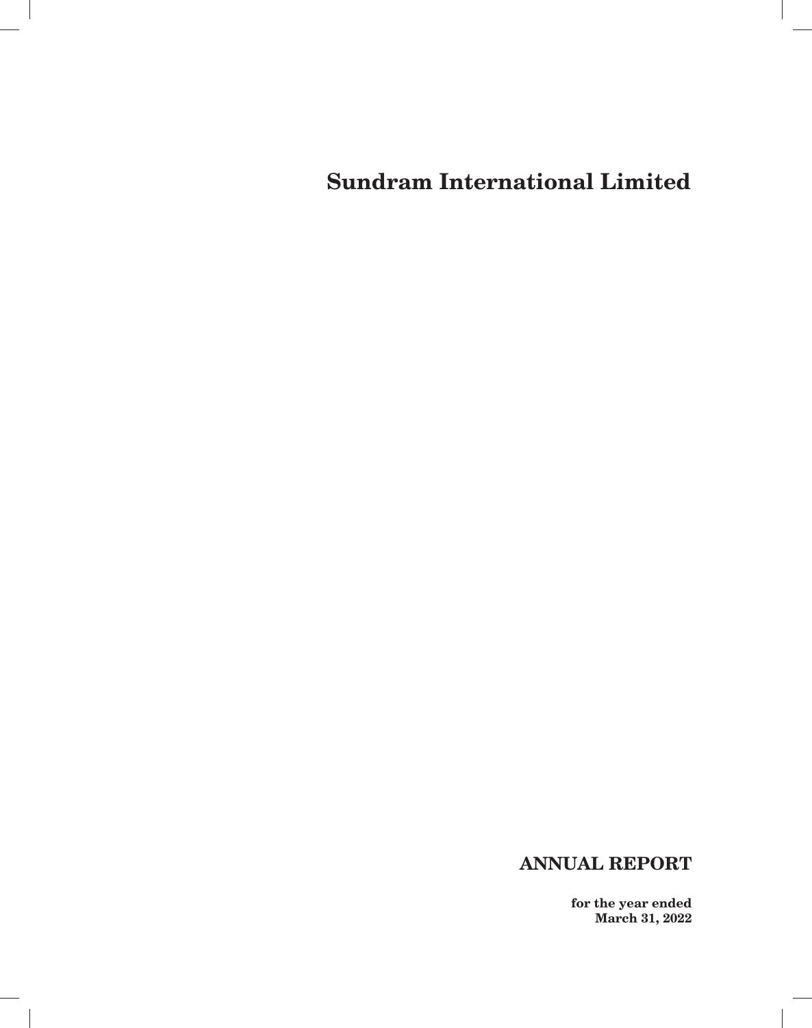# Sundram International Limited

## ANNUAL REPORT

**for the year ended**
**March 31, 2022**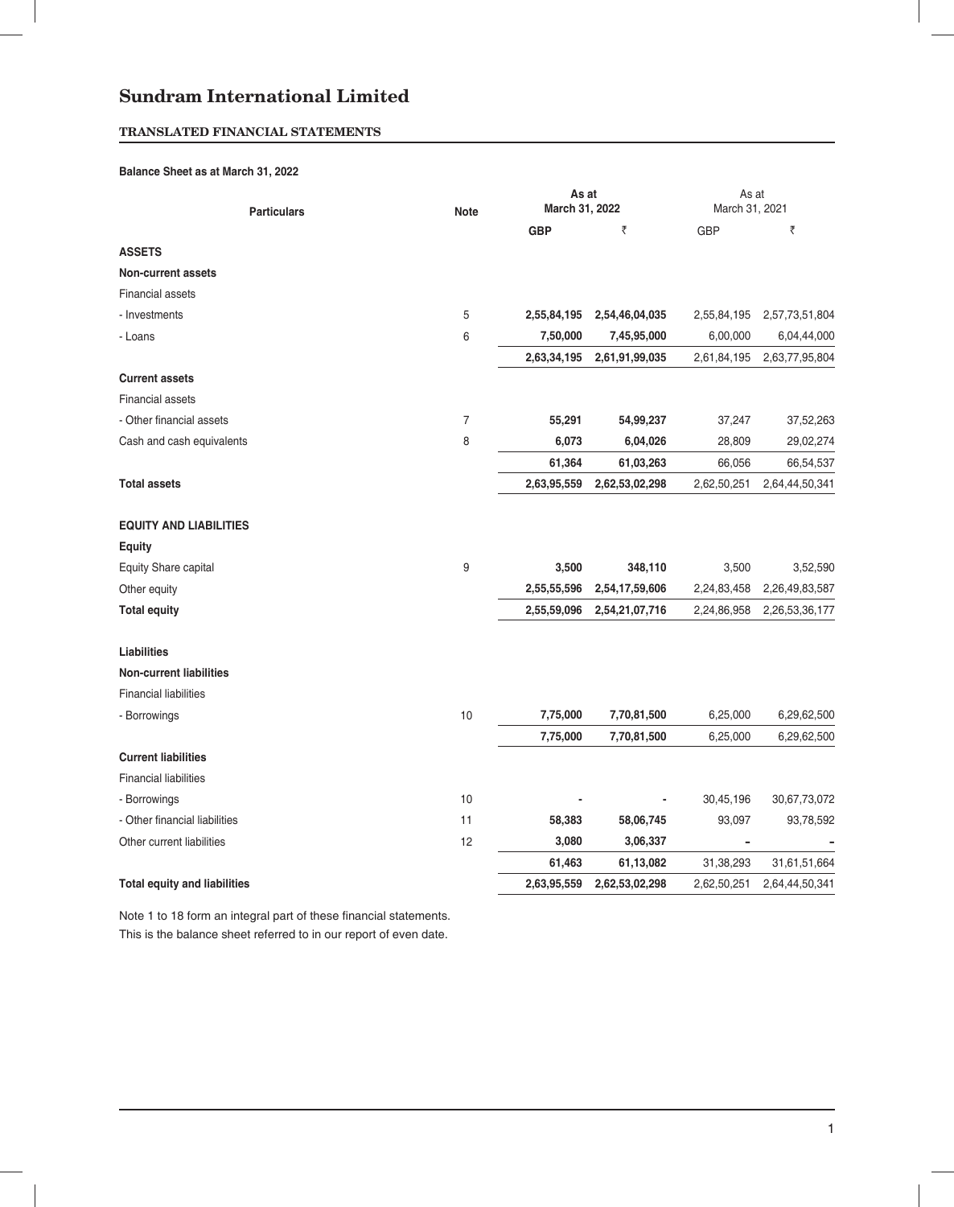# Sundram International Limited

**TRANSLATED FINANCIAL STATEMENTS**

**Balance Sheet as at March 31, 2022**

| Particulars | Note | As at March 31, 2022 | | As at March 31, 2021 | |
|---|---|---|---|---|---|
| | | **GBP** | **₹** | GBP | ₹ |
| **ASSETS** | | | | | |
| **Non-current assets** | | | | | |
| Financial assets | | | | | |
| - Investments | 5 | **2,55,84,195** | **2,54,46,04,035** | 2,55,84,195 | 2,57,73,51,804 |
| - Loans | 6 | **7,50,000** | **7,45,95,000** | 6,00,000 | 6,04,44,000 |
| | | **2,63,34,195** | **2,61,91,99,035** | 2,61,84,195 | 2,63,77,95,804 |
| **Current assets** | | | | | |
| Financial assets | | | | | |
| - Other financial assets | 7 | **55,291** | **54,99,237** | 37,247 | 37,52,263 |
| Cash and cash equivalents | 8 | **6,073** | **6,04,026** | 28,809 | 29,02,274 |
| | | **61,364** | **61,03,263** | 66,056 | 66,54,537 |
| **Total assets** | | **2,63,95,559** | **2,62,53,02,298** | 2,62,50,251 | 2,64,44,50,341 |
| **EQUITY AND LIABILITIES** | | | | | |
| **Equity** | | | | | |
| Equity Share capital | 9 | **3,500** | **348,110** | 3,500 | 3,52,590 |
| Other equity | | **2,55,55,596** | **2,54,17,59,606** | 2,24,83,458 | 2,26,49,83,587 |
| **Total equity** | | **2,55,59,096** | **2,54,21,07,716** | 2,24,86,958 | 2,26,53,36,177 |
| **Liabilities** | | | | | |
| **Non-current liabilities** | | | | | |
| Financial liabilities | | | | | |
| - Borrowings | 10 | **7,75,000** | **7,70,81,500** | 6,25,000 | 6,29,62,500 |
| | | **7,75,000** | **7,70,81,500** | 6,25,000 | 6,29,62,500 |
| **Current liabilities** | | | | | |
| Financial liabilities | | | | | |
| - Borrowings | 10 | **-** | **-** | 30,45,196 | 30,67,73,072 |
| - Other financial liabilities | 11 | **58,383** | **58,06,745** | 93,097 | 93,78,592 |
| Other current liabilities | 12 | **3,080** | **3,06,337** | - | - |
| | | **61,463** | **61,13,082** | 31,38,293 | 31,61,51,664 |
| **Total equity and liabilities** | | **2,63,95,559** | **2,62,53,02,298** | 2,62,50,251 | 2,64,44,50,341 |

Note 1 to 18 form an integral part of these financial statements.

This is the balance sheet referred to in our report of even date.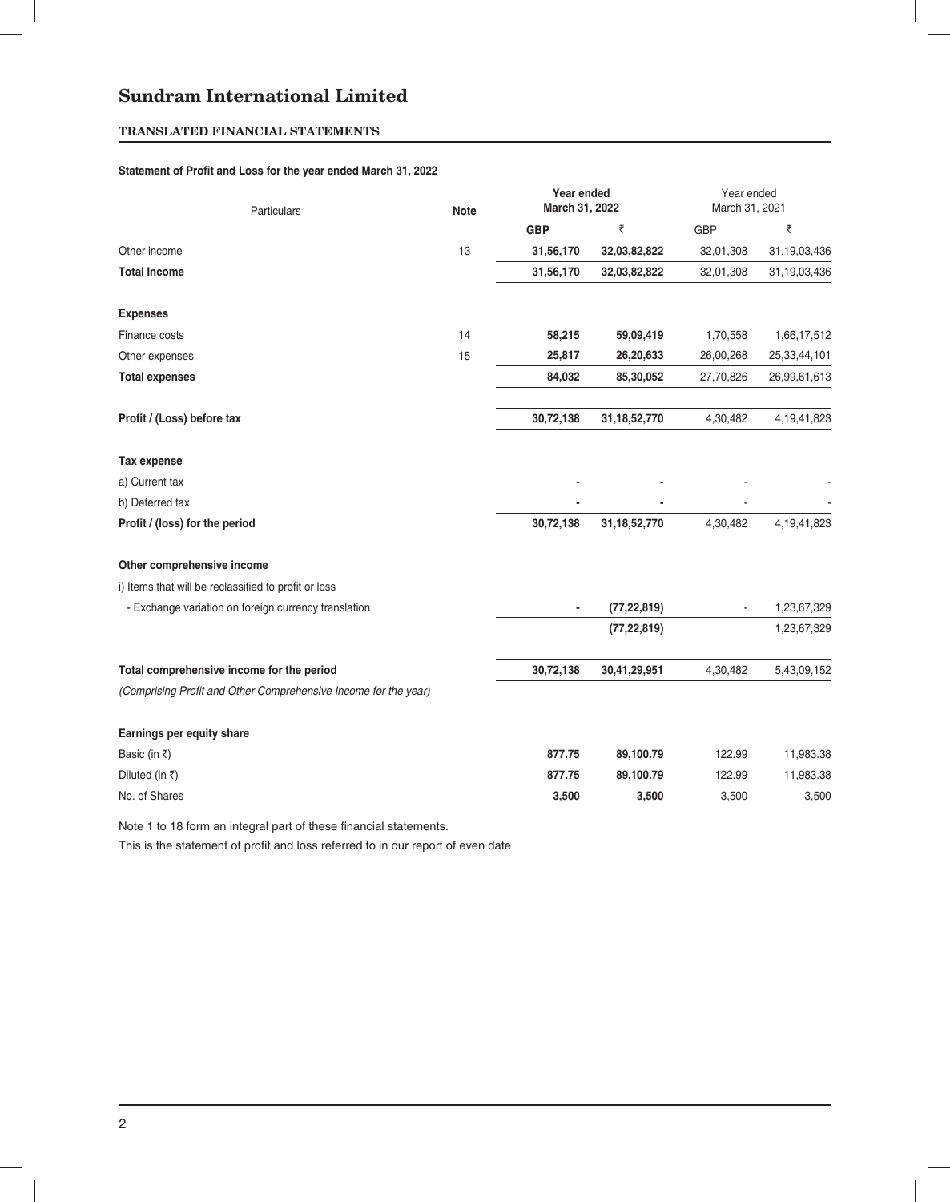# Sundram International Limited

## TRANSLATED FINANCIAL STATEMENTS

**Statement of Profit and Loss for the year ended March 31, 2022**

| Particulars | Note | **Year ended March 31, 2022** | | Year ended March 31, 2021 | |
|---|---|---|---|---|---|
| | | **GBP** | ₹ | GBP | ₹ |
| Other income | 13 | **31,56,170** | **32,03,82,822** | 32,01,308 | 31,19,03,436 |
| **Total Income** | | **31,56,170** | **32,03,82,822** | 32,01,308 | 31,19,03,436 |
| **Expenses** | | | | | |
| Finance costs | 14 | **58,215** | **59,09,419** | 1,70,558 | 1,66,17,512 |
| Other expenses | 15 | **25,817** | **26,20,633** | 26,00,268 | 25,33,44,101 |
| **Total expenses** | | **84,032** | **85,30,052** | 27,70,826 | 26,99,61,613 |
| **Profit / (Loss) before tax** | | **30,72,138** | **31,18,52,770** | 4,30,482 | 4,19,41,823 |
| **Tax expense** | | | | | |
| a) Current tax | | **-** | **-** | - | - |
| b) Deferred tax | | **-** | **-** | - | - |
| **Profit / (loss) for the period** | | **30,72,138** | **31,18,52,770** | 4,30,482 | 4,19,41,823 |
| **Other comprehensive income** | | | | | |
| i) Items that will be reclassified to profit or loss | | | | | |
| - Exchange variation on foreign currency translation | | **-** | **(77,22,819)** | - | 1,23,67,329 |
| | | | **(77,22,819)** | | 1,23,67,329 |
| **Total comprehensive income for the period** | | **30,72,138** | **30,41,29,951** | 4,30,482 | 5,43,09,152 |
| *(Comprising Profit and Other Comprehensive Income for the year)* | | | | | |
| **Earnings per equity share** | | | | | |
| Basic (in ₹) | | **877.75** | **89,100.79** | 122.99 | 11,983.38 |
| Diluted (in ₹) | | **877.75** | **89,100.79** | 122.99 | 11,983.38 |
| No. of Shares | | **3,500** | **3,500** | 3,500 | 3,500 |

Note 1 to 18 form an integral part of these financial statements.

This is the statement of profit and loss referred to in our report of even date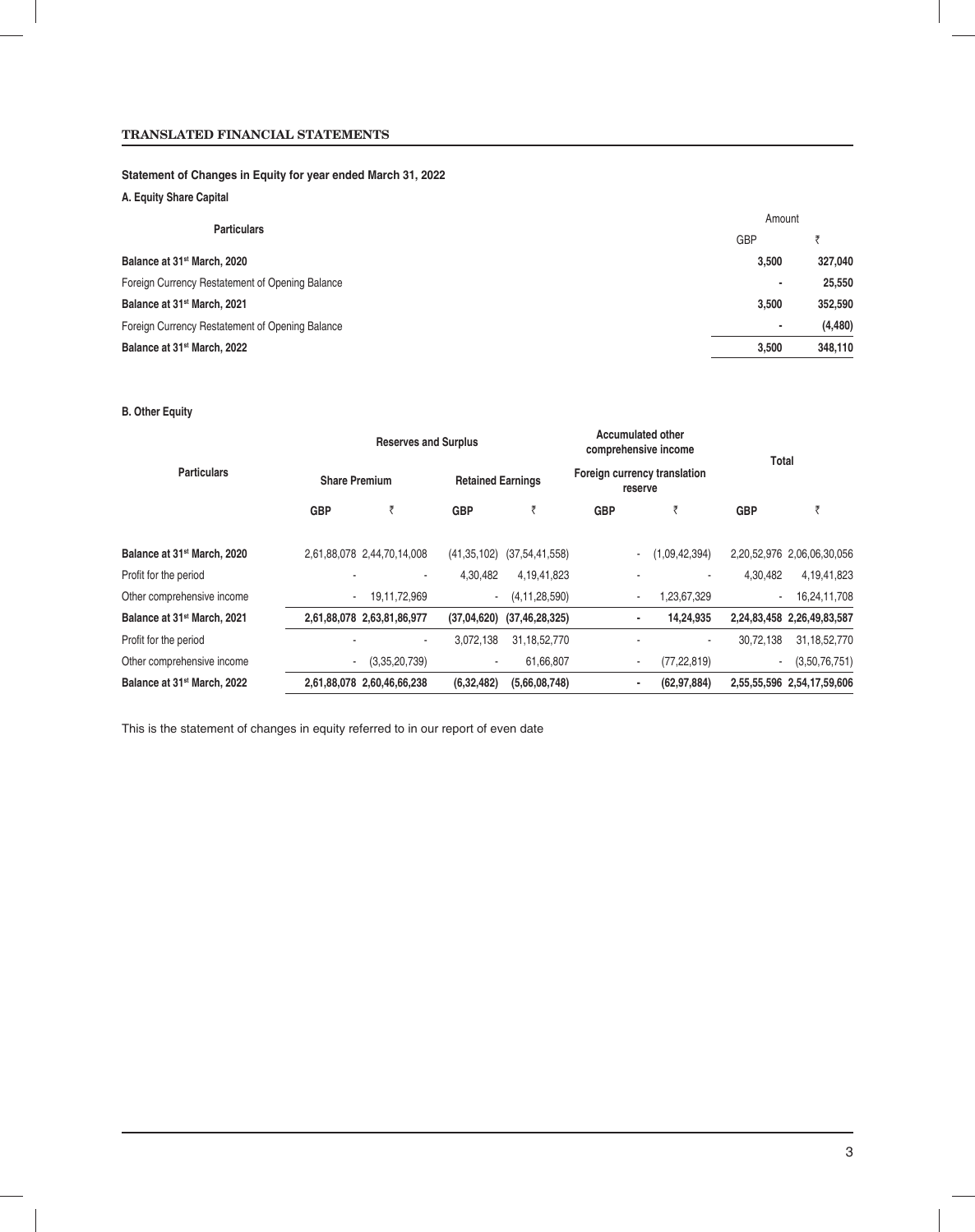**TRANSLATED FINANCIAL STATEMENTS**

**Statement of Changes in Equity for year ended March 31, 2022**

**A. Equity Share Capital**

| Particulars | Amount | |
|---|---|---|
| | GBP | ₹ |
| **Balance at 31st March, 2020** | **3,500** | **327,040** |
| Foreign Currency Restatement of Opening Balance | - | 25,550 |
| **Balance at 31st March, 2021** | **3,500** | **352,590** |
| Foreign Currency Restatement of Opening Balance | - | (4,480) |
| **Balance at 31st March, 2022** | **3,500** | **348,110** |

**B. Other Equity**

| Particulars | Reserves and Surplus | | | | Accumulated other comprehensive income | | Total | |
|---|---|---|---|---|---|---|---|---|
| | Share Premium | | Retained Earnings | | Foreign currency translation reserve | | | |
| | GBP | ₹ | GBP | ₹ | GBP | ₹ | GBP | ₹ |
| **Balance at 31st March, 2020** | 2,61,88,078 | 2,44,70,14,008 | (41,35,102) | (37,54,41,558) | - | (1,09,42,394) | 2,20,52,976 | 2,06,06,30,056 |
| Profit for the period | - | - | 4,30,482 | 4,19,41,823 | - | - | 4,30,482 | 4,19,41,823 |
| Other comprehensive income | - | 19,11,72,969 | - | (4,11,28,590) | - | 1,23,67,329 | - | 16,24,11,708 |
| **Balance at 31st March, 2021** | **2,61,88,078** | **2,63,81,86,977** | **(37,04,620)** | **(37,46,28,325)** | **-** | **14,24,935** | **2,24,83,458** | **2,26,49,83,587** |
| Profit for the period | - | - | 3,072,138 | 31,18,52,770 | - | - | 30,72,138 | 31,18,52,770 |
| Other comprehensive income | - | (3,35,20,739) | - | 61,66,807 | - | (77,22,819) | - | (3,50,76,751) |
| **Balance at 31st March, 2022** | **2,61,88,078** | **2,60,46,66,238** | **(6,32,482)** | **(5,66,08,748)** | **-** | **(62,97,884)** | **2,55,55,596** | **2,54,17,59,606** |

This is the statement of changes in equity referred to in our report of even date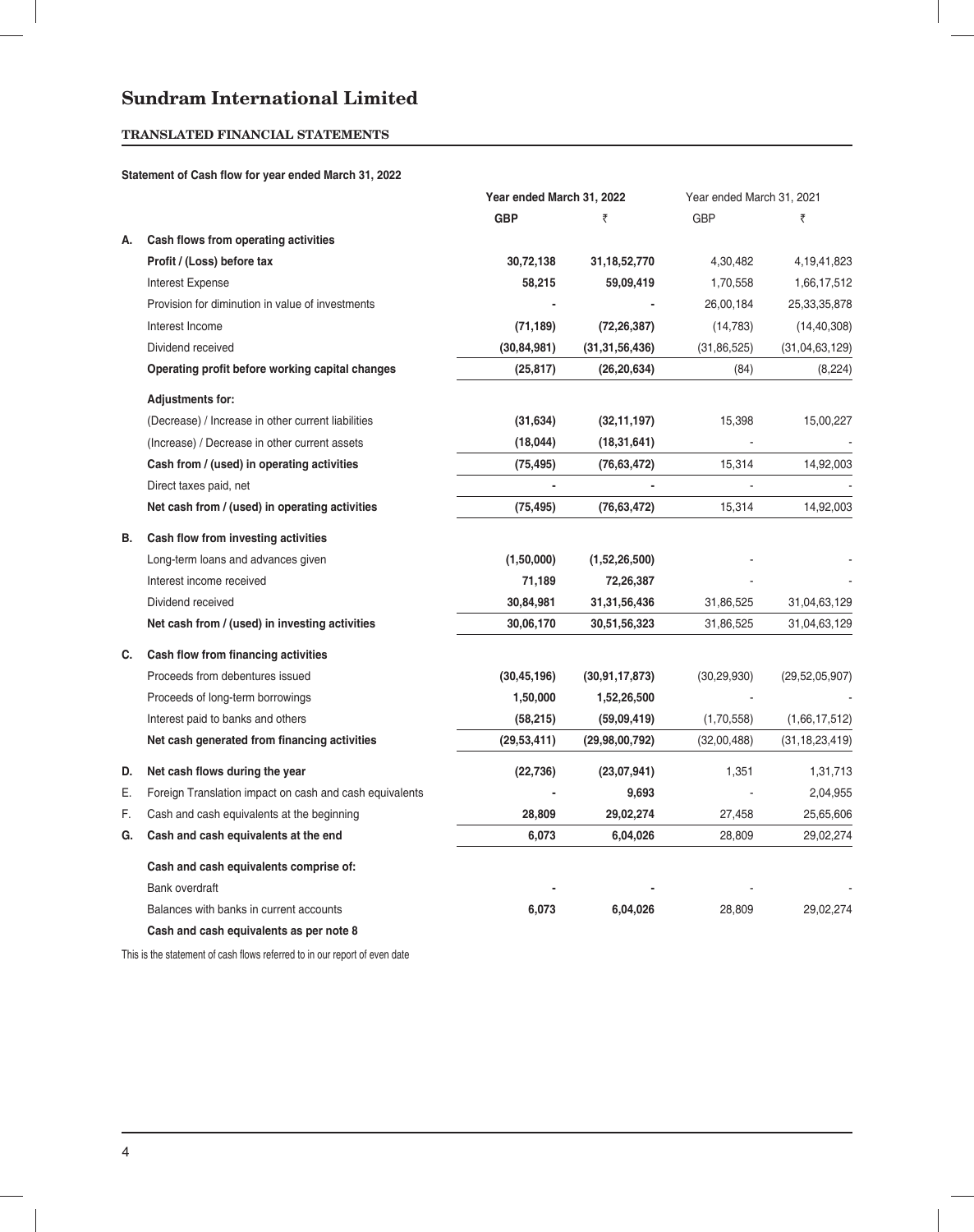# Sundram International Limited

## TRANSLATED FINANCIAL STATEMENTS

**Statement of Cash flow for year ended March 31, 2022**

| | | Year ended March 31, 2022 | | Year ended March 31, 2021 | |
|---|---|---|---|---|---|
| | | **GBP** | **₹** | GBP | ₹ |
| **A.** | **Cash flows from operating activities** | | | | |
| | **Profit / (Loss) before tax** | **30,72,138** | **31,18,52,770** | 4,30,482 | 4,19,41,823 |
| | Interest Expense | **58,215** | **59,09,419** | 1,70,558 | 1,66,17,512 |
| | Provision for diminution in value of investments | **-** | **-** | 26,00,184 | 25,33,35,878 |
| | Interest Income | **(71,189)** | **(72,26,387)** | (14,783) | (14,40,308) |
| | Dividend received | **(30,84,981)** | **(31,31,56,436)** | (31,86,525) | (31,04,63,129) |
| | **Operating profit before working capital changes** | **(25,817)** | **(26,20,634)** | (84) | (8,224) |
| | **Adjustments for:** | | | | |
| | (Decrease) / Increase in other current liabilities | **(31,634)** | **(32,11,197)** | 15,398 | 15,00,227 |
| | (Increase) / Decrease in other current assets | **(18,044)** | **(18,31,641)** | - | - |
| | **Cash from / (used) in operating activities** | **(75,495)** | **(76,63,472)** | 15,314 | 14,92,003 |
| | Direct taxes paid, net | **-** | **-** | - | - |
| | **Net cash from / (used) in operating activities** | **(75,495)** | **(76,63,472)** | 15,314 | 14,92,003 |
| **B.** | **Cash flow from investing activities** | | | | |
| | Long-term loans and advances given | **(1,50,000)** | **(1,52,26,500)** | - | - |
| | Interest income received | **71,189** | **72,26,387** | - | - |
| | Dividend received | **30,84,981** | **31,31,56,436** | 31,86,525 | 31,04,63,129 |
| | **Net cash from / (used) in investing activities** | **30,06,170** | **30,51,56,323** | 31,86,525 | 31,04,63,129 |
| **C.** | **Cash flow from financing activities** | | | | |
| | Proceeds from debentures issued | **(30,45,196)** | **(30,91,17,873)** | (30,29,930) | (29,52,05,907) |
| | Proceeds of long-term borrowings | **1,50,000** | **1,52,26,500** | - | - |
| | Interest paid to banks and others | **(58,215)** | **(59,09,419)** | (1,70,558) | (1,66,17,512) |
| | **Net cash generated from financing activities** | **(29,53,411)** | **(29,98,00,792)** | (32,00,488) | (31,18,23,419) |
| **D.** | **Net cash flows during the year** | **(22,736)** | **(23,07,941)** | 1,351 | 1,31,713 |
| E. | Foreign Translation impact on cash and cash equivalents | **-** | **9,693** | - | 2,04,955 |
| F. | Cash and cash equivalents at the beginning | **28,809** | **29,02,274** | 27,458 | 25,65,606 |
| **G.** | **Cash and cash equivalents at the end** | **6,073** | **6,04,026** | 28,809 | 29,02,274 |
| | **Cash and cash equivalents comprise of:** | | | | |
| | Bank overdraft | **-** | **-** | - | - |
| | Balances with banks in current accounts | **6,073** | **6,04,026** | 28,809 | 29,02,274 |
| | **Cash and cash equivalents as per note 8** | | | | |

This is the statement of cash flows referred to in our report of even date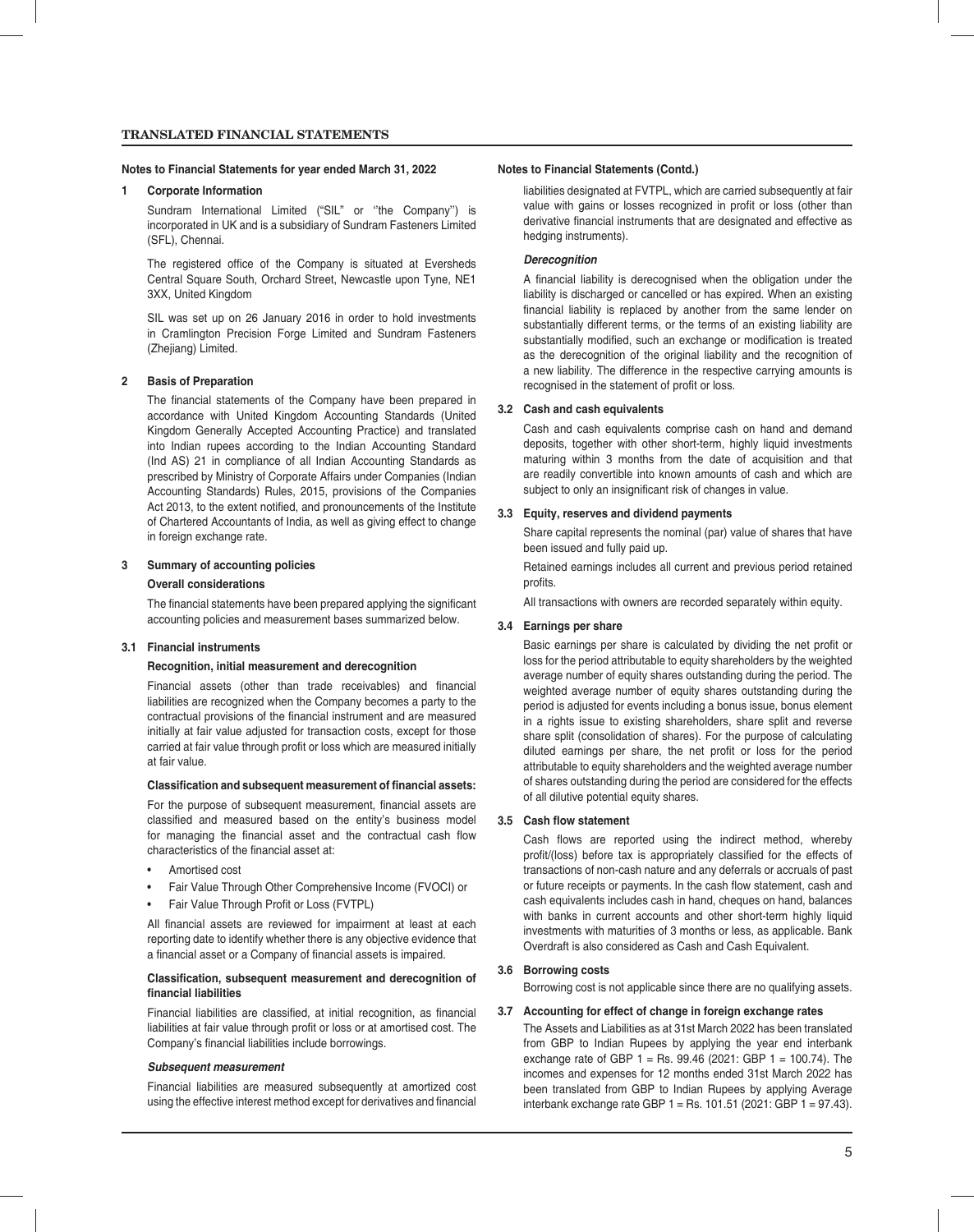## Notes to Financial Statements for year ended March 31, 2022

### 1 Corporate Information

Sundram International Limited ("SIL" or ''the Company'') is incorporated in UK and is a subsidiary of Sundram Fasteners Limited (SFL), Chennai.

The registered office of the Company is situated at Eversheds Central Square South, Orchard Street, Newcastle upon Tyne, NE1 3XX, United Kingdom

SIL was set up on 26 January 2016 in order to hold investments in Cramlington Precision Forge Limited and Sundram Fasteners (Zhejiang) Limited.

### 2 Basis of Preparation

The financial statements of the Company have been prepared in accordance with United Kingdom Accounting Standards (United Kingdom Generally Accepted Accounting Practice) and translated into Indian rupees according to the Indian Accounting Standard (Ind AS) 21 in compliance of all Indian Accounting Standards as prescribed by Ministry of Corporate Affairs under Companies (Indian Accounting Standards) Rules, 2015, provisions of the Companies Act 2013, to the extent notified, and pronouncements of the Institute of Chartered Accountants of India, as well as giving effect to change in foreign exchange rate.

### 3 Summary of accounting policies

**Overall considerations**

The financial statements have been prepared applying the significant accounting policies and measurement bases summarized below.

### 3.1 Financial instruments

**Recognition, initial measurement and derecognition**

Financial assets (other than trade receivables) and financial liabilities are recognized when the Company becomes a party to the contractual provisions of the financial instrument and are measured initially at fair value adjusted for transaction costs, except for those carried at fair value through profit or loss which are measured initially at fair value.

**Classification and subsequent measurement of financial assets:**

For the purpose of subsequent measurement, financial assets are classified and measured based on the entity's business model for managing the financial asset and the contractual cash flow characteristics of the financial asset at:

- Amortised cost
- Fair Value Through Other Comprehensive Income (FVOCI) or
- Fair Value Through Profit or Loss (FVTPL)

All financial assets are reviewed for impairment at least at each reporting date to identify whether there is any objective evidence that a financial asset or a Company of financial assets is impaired.

**Classification, subsequent measurement and derecognition of financial liabilities**

Financial liabilities are classified, at initial recognition, as financial liabilities at fair value through profit or loss or at amortised cost. The Company's financial liabilities include borrowings.

***Subsequent measurement***

Financial liabilities are measured subsequently at amortized cost using the effective interest method except for derivatives and financial liabilities designated at FVTPL, which are carried subsequently at fair value with gains or losses recognized in profit or loss (other than derivative financial instruments that are designated and effective as hedging instruments).

***Derecognition***

A financial liability is derecognised when the obligation under the liability is discharged or cancelled or has expired. When an existing financial liability is replaced by another from the same lender on substantially different terms, or the terms of an existing liability are substantially modified, such an exchange or modification is treated as the derecognition of the original liability and the recognition of a new liability. The difference in the respective carrying amounts is recognised in the statement of profit or loss.

### 3.2 Cash and cash equivalents

Cash and cash equivalents comprise cash on hand and demand deposits, together with other short-term, highly liquid investments maturing within 3 months from the date of acquisition and that are readily convertible into known amounts of cash and which are subject to only an insignificant risk of changes in value.

### 3.3 Equity, reserves and dividend payments

Share capital represents the nominal (par) value of shares that have been issued and fully paid up.

Retained earnings includes all current and previous period retained profits.

All transactions with owners are recorded separately within equity.

### 3.4 Earnings per share

Basic earnings per share is calculated by dividing the net profit or loss for the period attributable to equity shareholders by the weighted average number of equity shares outstanding during the period. The weighted average number of equity shares outstanding during the period is adjusted for events including a bonus issue, bonus element in a rights issue to existing shareholders, share split and reverse share split (consolidation of shares). For the purpose of calculating diluted earnings per share, the net profit or loss for the period attributable to equity shareholders and the weighted average number of shares outstanding during the period are considered for the effects of all dilutive potential equity shares.

### 3.5 Cash flow statement

Cash flows are reported using the indirect method, whereby profit/(loss) before tax is appropriately classified for the effects of transactions of non-cash nature and any deferrals or accruals of past or future receipts or payments. In the cash flow statement, cash and cash equivalents includes cash in hand, cheques on hand, balances with banks in current accounts and other short-term highly liquid investments with maturities of 3 months or less, as applicable. Bank Overdraft is also considered as Cash and Cash Equivalent.

### 3.6 Borrowing costs

Borrowing cost is not applicable since there are no qualifying assets.

### 3.7 Accounting for effect of change in foreign exchange rates

The Assets and Liabilities as at 31st March 2022 has been translated from GBP to Indian Rupees by applying the year end interbank exchange rate of GBP 1 = Rs. 99.46 (2021: GBP 1 = 100.74). The incomes and expenses for 12 months ended 31st March 2022 has been translated from GBP to Indian Rupees by applying Average interbank exchange rate GBP 1 = Rs. 101.51 (2021: GBP 1 = 97.43).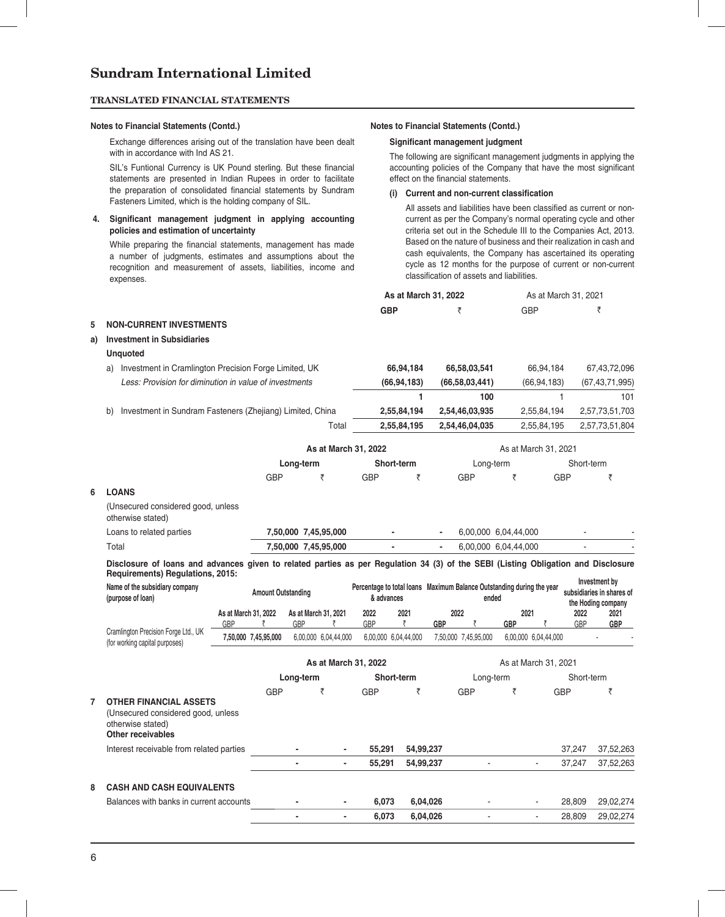**Notes to Financial Statements (Contd.)**

Exchange differences arising out of the translation have been dealt with in accordance with Ind AS 21.

SIL's Funtional Currency is UK Pound sterling. But these financial statements are presented in Indian Rupees in order to facilitate the preparation of consolidated financial statements by Sundram Fasteners Limited, which is the holding company of SIL.

**4. Significant management judgment in applying accounting policies and estimation of uncertainty**

While preparing the financial statements, management has made a number of judgments, estimates and assumptions about the recognition and measurement of assets, liabilities, income and expenses.

**Significant management judgment**

The following are significant management judgments in applying the accounting policies of the Company that have the most significant effect on the financial statements.

**(i) Current and non-current classification**

All assets and liabilities have been classified as current or non-current as per the Company's normal operating cycle and other criteria set out in the Schedule III to the Companies Act, 2013. Based on the nature of business and their realization in cash and cash equivalents, the Company has ascertained its operating cycle as 12 months for the purpose of current or non-current classification of assets and liabilities.

| | As at March 31, 2022 | | As at March 31, 2021 | |
|---|---|---|---|---|
| | GBP | ₹ | GBP | ₹ |
| **5 NON-CURRENT INVESTMENTS** | | | | |
| **a) Investment in Subsidiaries** | | | | |
| **Unquoted** | | | | |
| a) Investment in Cramlington Precision Forge Limited, UK | 66,94,184 | 66,58,03,541 | 66,94,184 | 67,43,72,096 |
| *Less: Provision for diminution in value of investments* | (66,94,183) | (66,58,03,441) | (66,94,183) | (67,43,71,995) |
| | 1 | 100 | 1 | 101 |
| b) Investment in Sundram Fasteners (Zhejiang) Limited, China | 2,55,84,194 | 2,54,46,03,935 | 2,55,84,194 | 2,57,73,51,703 |
| Total | 2,55,84,195 | 2,54,46,04,035 | 2,55,84,195 | 2,57,73,51,804 |

| | As at March 31, 2022 | | | | As at March 31, 2021 | | | |
|---|---|---|---|---|---|---|---|---|
| | Long-term | | Short-term | | Long-term | | Short-term | |
| | GBP | ₹ | GBP | ₹ | GBP | ₹ | GBP | ₹ |
| **6 LOANS** | | | | | | | | |
| (Unsecured considered good, unless otherwise stated) | | | | | | | | |
| Loans to related parties | 7,50,000 | 7,45,95,000 | - | - | 6,00,000 | 6,04,44,000 | - | - |
| Total | 7,50,000 | 7,45,95,000 | - | - | 6,00,000 | 6,04,44,000 | - | - |

**Disclosure of loans and advances given to related parties as per Regulation 34 (3) of the SEBI (Listing Obligation and Disclosure Requirements) Regulations, 2015:**

| Name of the subsidiary company (purpose of loan) | Amount Outstanding | | | | Percentage to total loans & advances | | Maximum Balance Outstanding during the year ended | | | | Investment by subsidiaries in shares of the Hoding company | |
|---|---|---|---|---|---|---|---|---|---|---|---|---|
| | As at March 31, 2022 | | As at March 31, 2021 | | 2022 | 2021 | 2022 | | 2021 | | 2022 | 2021 |
| | GBP | ₹ | GBP | ₹ | GBP | ₹ | GBP | ₹ | GBP | ₹ | GBP | GBP |
| Cramlington Precision Forge Ltd., UK (for working capital purposes) | 7,50,000 | 7,45,95,000 | 6,00,000 | 6,04,44,000 | 6,00,000 | 6,04,44,000 | 7,50,000 | 7,45,95,000 | 6,00,000 | 6,04,44,000 | - | - |

| | As at March 31, 2022 | | | | As at March 31, 2021 | | | |
|---|---|---|---|---|---|---|---|---|
| | Long-term | | Short-term | | Long-term | | Short-term | |
| | GBP | ₹ | GBP | ₹ | GBP | ₹ | GBP | ₹ |
| **7 OTHER FINANCIAL ASSETS** | | | | | | | | |
| (Unsecured considered good, unless otherwise stated) | | | | | | | | |
| **Other receivables** | | | | | | | | |
| Interest receivable from related parties | - | - | 55,291 | 54,99,237 | | | 37,247 | 37,52,263 |
| | - | - | 55,291 | 54,99,237 | - | - | 37,247 | 37,52,263 |
| **8 CASH AND CASH EQUIVALENTS** | | | | | | | | |
| Balances with banks in current accounts | - | - | 6,073 | 6,04,026 | - | - | 28,809 | 29,02,274 |
| | - | - | 6,073 | 6,04,026 | - | - | 28,809 | 29,02,274 |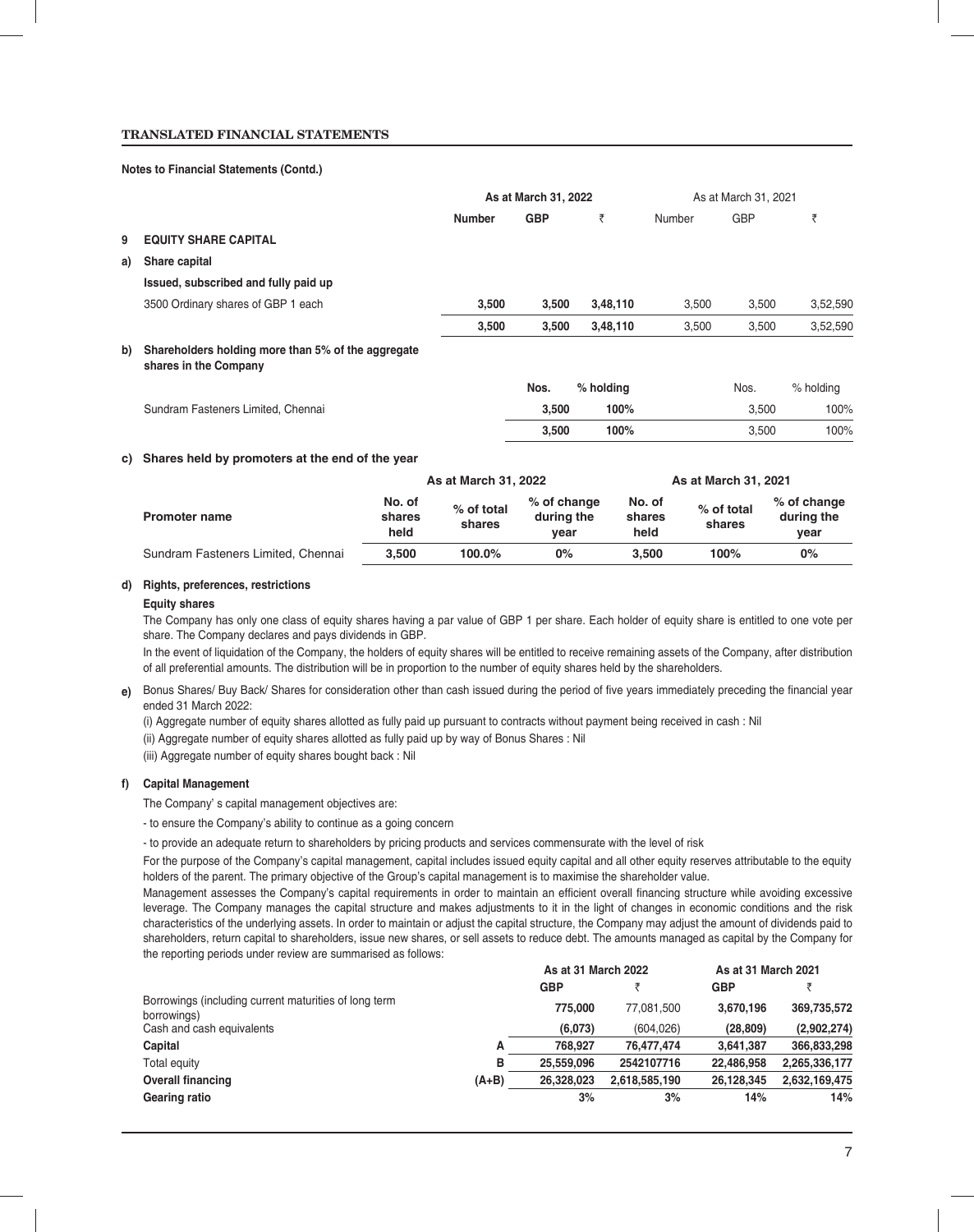**TRANSLATED FINANCIAL STATEMENTS**

**Notes to Financial Statements (Contd.)**

| | | As at March 31, 2022 | | | As at March 31, 2021 | | |
|---|---|---|---|---|---|---|---|
| | | **Number** | **GBP** | **₹** | Number | GBP | ₹ |
| **9** | **EQUITY SHARE CAPITAL** | | | | | | |
| **a)** | **Share capital** | | | | | | |
| | **Issued, subscribed and fully paid up** | | | | | | |
| | 3500 Ordinary shares of GBP 1 each | **3,500** | **3,500** | **3,48,110** | 3,500 | 3,500 | 3,52,590 |
| | | **3,500** | **3,500** | **3,48,110** | 3,500 | 3,500 | 3,52,590 |
| **b)** | **Shareholders holding more than 5% of the aggregate shares in the Company** | | | | | | |
| | | | **Nos.** | **% holding** | | Nos. | % holding |
| | Sundram Fasteners Limited, Chennai | | **3,500** | **100%** | | 3,500 | 100% |
| | | | **3,500** | **100%** | | 3,500 | 100% |

**c) Shares held by promoters at the end of the year**

| | As at March 31, 2022 | | | As at March 31, 2021 | | |
|---|---|---|---|---|---|---|
| **Promoter name** | **No. of shares held** | **% of total shares** | **% of change during the year** | **No. of shares held** | **% of total shares** | **% of change during the year** |
| Sundram Fasteners Limited, Chennai | **3,500** | **100.0%** | **0%** | **3,500** | **100%** | **0%** |

**d) Rights, preferences, restrictions**

**Equity shares**

The Company has only one class of equity shares having a par value of GBP 1 per share. Each holder of equity share is entitled to one vote per share. The Company declares and pays dividends in GBP.

In the event of liquidation of the Company, the holders of equity shares will be entitled to receive remaining assets of the Company, after distribution of all preferential amounts. The distribution will be in proportion to the number of equity shares held by the shareholders.

**e)** Bonus Shares/ Buy Back/ Shares for consideration other than cash issued during the period of five years immediately preceding the financial year ended 31 March 2022:

(i) Aggregate number of equity shares allotted as fully paid up pursuant to contracts without payment being received in cash : Nil

(ii) Aggregate number of equity shares allotted as fully paid up by way of Bonus Shares : Nil

(iii) Aggregate number of equity shares bought back : Nil

**f) Capital Management**

The Company' s capital management objectives are:

- to ensure the Company's ability to continue as a going concern

- to provide an adequate return to shareholders by pricing products and services commensurate with the level of risk

For the purpose of the Company's capital management, capital includes issued equity capital and all other equity reserves attributable to the equity holders of the parent. The primary objective of the Group's capital management is to maximise the shareholder value.

Management assesses the Company's capital requirements in order to maintain an efficient overall financing structure while avoiding excessive leverage. The Company manages the capital structure and makes adjustments to it in the light of changes in economic conditions and the risk characteristics of the underlying assets. In order to maintain or adjust the capital structure, the Company may adjust the amount of dividends paid to shareholders, return capital to shareholders, issue new shares, or sell assets to reduce debt. The amounts managed as capital by the Company for the reporting periods under review are summarised as follows:

| | | As at 31 March 2022 | | As at 31 March 2021 | |
|---|---|---|---|---|---|
| | | **GBP** | **₹** | **GBP** | **₹** |
| Borrowings (including current maturities of long term borrowings) | | **775,000** | 77,081,500 | **3,670,196** | **369,735,572** |
| Cash and cash equivalents | | **(6,073)** | (604,026) | **(28,809)** | **(2,902,274)** |
| **Capital** | **A** | **768,927** | **76,477,474** | **3,641,387** | **366,833,298** |
| Total equity | **B** | **25,559,096** | **2542107716** | **22,486,958** | **2,265,336,177** |
| **Overall financing** | **(A+B)** | **26,328,023** | **2,618,585,190** | **26,128,345** | **2,632,169,475** |
| **Gearing ratio** | | **3%** | **3%** | **14%** | **14%** |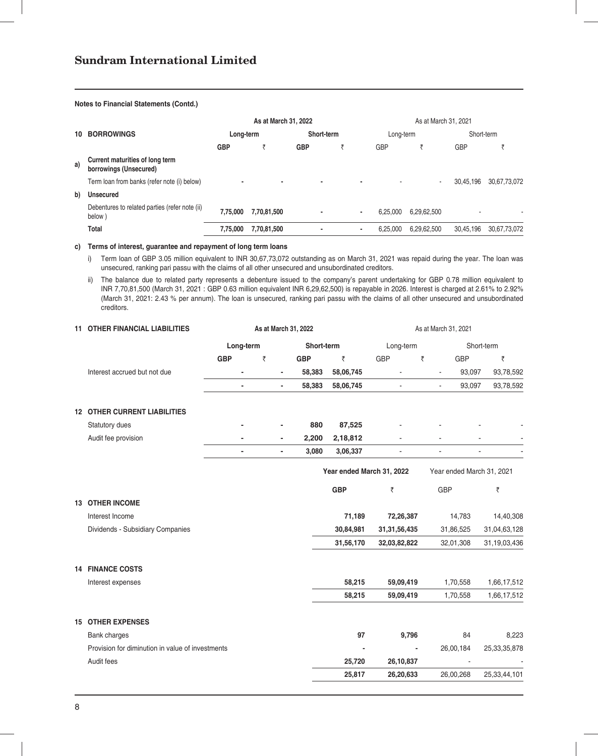**Notes to Financial Statements (Contd.)**

| | 10 BORROWINGS | As at March 31, 2022 | | | | As at March 31, 2021 | | | |
|---|---|---|---|---|---|---|---|---|---|
| | | Long-term | | Short-term | | Long-term | | Short-term | |
| | | GBP | ₹ | GBP | ₹ | GBP | ₹ | GBP | ₹ |
| a) | **Current maturities of long term borrowings (Unsecured)** | | | | | | | | |
| | Term loan from banks (refer note (i) below) | - | - | - | - | - | - | 30,45,196 | 30,67,73,072 |
| b) | **Unsecured** | | | | | | | | |
| | Debentures to related parties (refer note (ii) below ) | 7,75,000 | 7,70,81,500 | - | - | 6,25,000 | 6,29,62,500 | - | - |
| | **Total** | 7,75,000 | 7,70,81,500 | - | - | 6,25,000 | 6,29,62,500 | 30,45,196 | 30,67,73,072 |

**c) Terms of interest, guarantee and repayment of long term loans**

i) Term loan of GBP 3.05 million equivalent to INR 30,67,73,072 outstanding as on March 31, 2021 was repaid during the year. The loan was unsecured, ranking pari passu with the claims of all other unsecured and unsubordinated creditors.

ii) The balance due to related party represents a debenture issued to the company's parent undertaking for GBP 0.78 million equivalent to INR 7,70,81,500 (March 31, 2021 : GBP 0.63 million equivalent INR 6,29,62,500) is repayable in 2026. Interest is charged at 2.61% to 2.92% (March 31, 2021: 2.43 % per annum). The loan is unsecured, ranking pari passu with the claims of all other unsecured and unsubordinated creditors.

| 11 OTHER FINANCIAL LIABILITIES | As at March 31, 2022 | | | | As at March 31, 2021 | | | |
|---|---|---|---|---|---|---|---|---|
| | Long-term | | Short-term | | Long-term | | Short-term | |
| | GBP | ₹ | GBP | ₹ | GBP | ₹ | GBP | ₹ |
| Interest accrued but not due | - | - | 58,383 | 58,06,745 | - | - | 93,097 | 93,78,592 |
| | - | - | 58,383 | 58,06,745 | - | - | 93,097 | 93,78,592 |
| **12 OTHER CURRENT LIABILITIES** | | | | | | | | |
| Statutory dues | - | - | 880 | 87,525 | - | - | - | - |
| Audit fee provision | - | - | 2,200 | 2,18,812 | - | - | - | - |
| | - | - | 3,080 | 3,06,337 | - | - | - | - |

| | Year ended March 31, 2022 | | Year ended March 31, 2021 | |
|---|---|---|---|---|
| | GBP | ₹ | GBP | ₹ |
| **13 OTHER INCOME** | | | | |
| Interest Income | 71,189 | 72,26,387 | 14,783 | 14,40,308 |
| Dividends - Subsidiary Companies | 30,84,981 | 31,31,56,435 | 31,86,525 | 31,04,63,128 |
| | 31,56,170 | 32,03,82,822 | 32,01,308 | 31,19,03,436 |
| **14 FINANCE COSTS** | | | | |
| Interest expenses | 58,215 | 59,09,419 | 1,70,558 | 1,66,17,512 |
| | 58,215 | 59,09,419 | 1,70,558 | 1,66,17,512 |
| **15 OTHER EXPENSES** | | | | |
| Bank charges | 97 | 9,796 | 84 | 8,223 |
| Provision for diminution in value of investments | - | - | 26,00,184 | 25,33,35,878 |
| Audit fees | 25,720 | 26,10,837 | - | - |
| | 25,817 | 26,20,633 | 26,00,268 | 25,33,44,101 |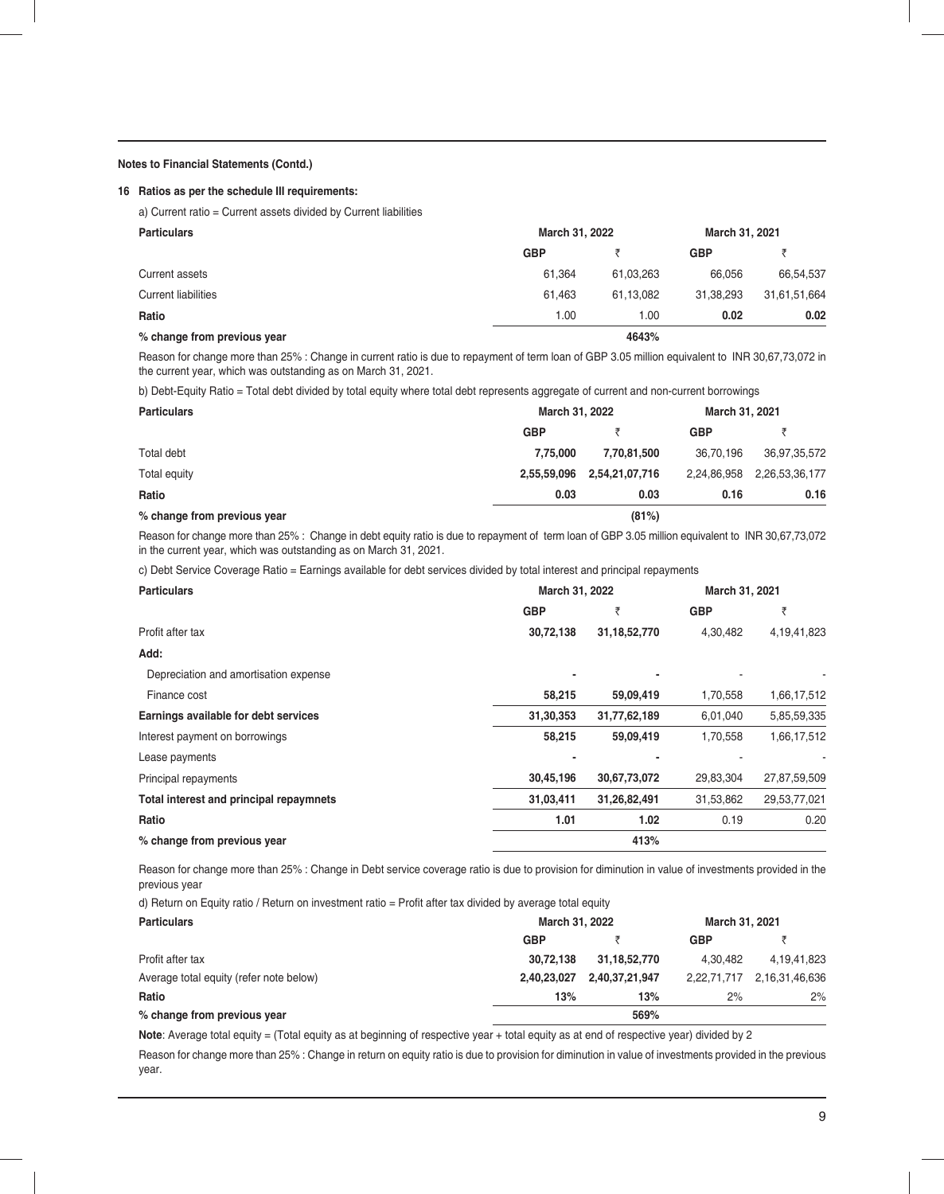**Notes to Financial Statements (Contd.)**

**16 Ratios as per the schedule III requirements:**

a) Current ratio = Current assets divided by Current liabilities

| **Particulars** | **March 31, 2022** | | **March 31, 2021** | |
|---|---|---|---|---|
| | **GBP** | **₹** | **GBP** | **₹** |
| Current assets | 61,364 | 61,03,263 | 66,056 | 66,54,537 |
| Current liabilities | 61,463 | 61,13,082 | 31,38,293 | 31,61,51,664 |
| **Ratio** | 1.00 | 1.00 | **0.02** | **0.02** |
| **% change from previous year** | | **4643%** | | |

Reason for change more than 25% : Change in current ratio is due to repayment of term loan of GBP 3.05 million equivalent to INR 30,67,73,072 in the current year, which was outstanding as on March 31, 2021.

b) Debt-Equity Ratio = Total debt divided by total equity where total debt represents aggregate of current and non-current borrowings

| **Particulars** | **March 31, 2022** | | **March 31, 2021** | |
|---|---|---|---|---|
| | **GBP** | **₹** | **GBP** | **₹** |
| Total debt | **7,75,000** | **7,70,81,500** | 36,70,196 | 36,97,35,572 |
| Total equity | **2,55,59,096** | **2,54,21,07,716** | 2,24,86,958 | 2,26,53,36,177 |
| **Ratio** | **0.03** | **0.03** | **0.16** | **0.16** |
| **% change from previous year** | | **(81%)** | | |

Reason for change more than 25% : Change in debt equity ratio is due to repayment of term loan of GBP 3.05 million equivalent to INR 30,67,73,072 in the current year, which was outstanding as on March 31, 2021.

c) Debt Service Coverage Ratio = Earnings available for debt services divided by total interest and principal repayments

| **Particulars** | **March 31, 2022** | | **March 31, 2021** | |
|---|---|---|---|---|
| | **GBP** | **₹** | **GBP** | **₹** |
| Profit after tax | **30,72,138** | **31,18,52,770** | 4,30,482 | 4,19,41,823 |
| **Add:** | | | | |
| Depreciation and amortisation expense | **-** | **-** | - | - |
| Finance cost | **58,215** | **59,09,419** | 1,70,558 | 1,66,17,512 |
| **Earnings available for debt services** | **31,30,353** | **31,77,62,189** | 6,01,040 | 5,85,59,335 |
| Interest payment on borrowings | **58,215** | **59,09,419** | 1,70,558 | 1,66,17,512 |
| Lease payments | **-** | **-** | - | - |
| Principal repayments | **30,45,196** | **30,67,73,072** | 29,83,304 | 27,87,59,509 |
| **Total interest and principal repaymnets** | **31,03,411** | **31,26,82,491** | 31,53,862 | 29,53,77,021 |
| **Ratio** | **1.01** | **1.02** | 0.19 | 0.20 |
| **% change from previous year** | | **413%** | | |

Reason for change more than 25% : Change in Debt service coverage ratio is due to provision for diminution in value of investments provided in the previous year

d) Return on Equity ratio / Return on investment ratio = Profit after tax divided by average total equity

| **Particulars** | **March 31, 2022** | | **March 31, 2021** | |
|---|---|---|---|---|
| | **GBP** | **₹** | **GBP** | **₹** |
| Profit after tax | **30,72,138** | **31,18,52,770** | 4,30,482 | 4,19,41,823 |
| Average total equity (refer note below) | **2,40,23,027** | **2,40,37,21,947** | 2,22,71,717 | 2,16,31,46,636 |
| **Ratio** | **13%** | **13%** | 2% | 2% |
| **% change from previous year** | | **569%** | | |

**Note**: Average total equity = (Total equity as at beginning of respective year + total equity as at end of respective year) divided by 2

Reason for change more than 25% : Change in return on equity ratio is due to provision for diminution in value of investments provided in the previous year.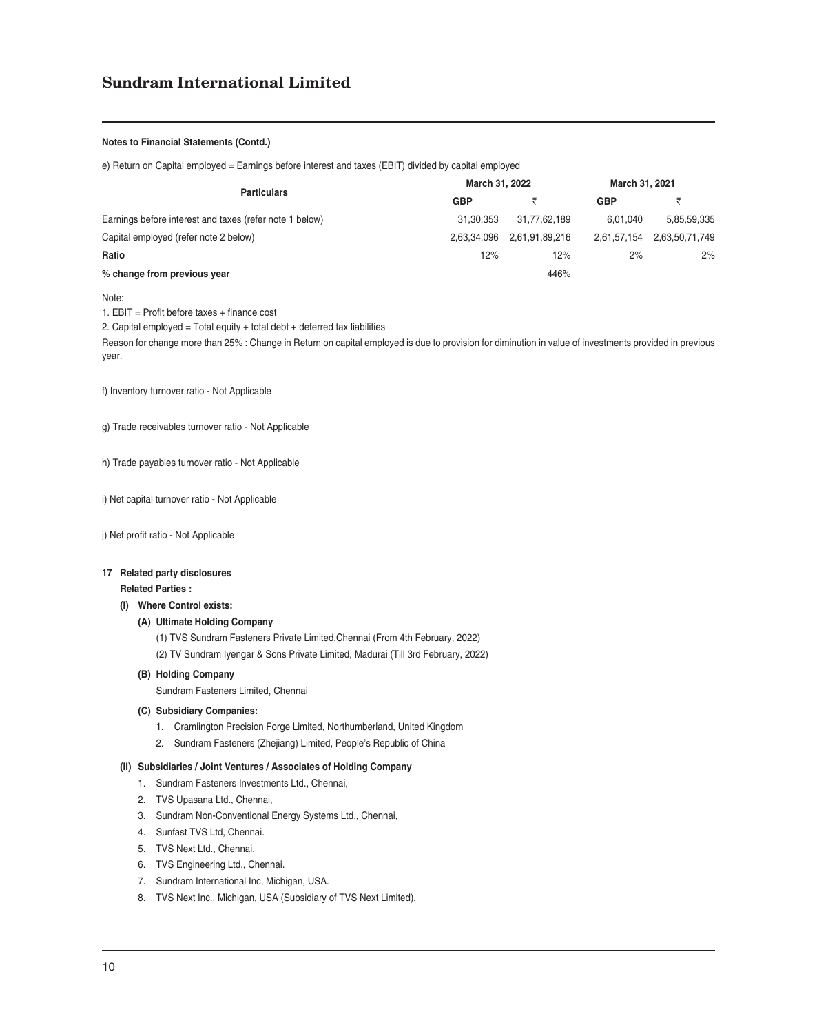**Notes to Financial Statements (Contd.)**

e) Return on Capital employed = Earnings before interest and taxes (EBIT) divided by capital employed

| Particulars | March 31, 2022 | | March 31, 2021 | |
|---|---|---|---|---|
| | GBP | ₹ | GBP | ₹ |
| Earnings before interest and taxes (refer note 1 below) | 31,30,353 | 31,77,62,189 | 6,01,040 | 5,85,59,335 |
| Capital employed (refer note 2 below) | 2,63,34,096 | 2,61,91,89,216 | 2,61,57,154 | 2,63,50,71,749 |
| **Ratio** | 12% | 12% | 2% | 2% |
| **% change from previous year** | | 446% | | |

Note:

1. EBIT = Profit before taxes + finance cost
2. Capital employed = Total equity + total debt + deferred tax liabilities

Reason for change more than 25% : Change in Return on capital employed is due to provision for diminution in value of investments provided in previous year.

f) Inventory turnover ratio - Not Applicable

g) Trade receivables turnover ratio - Not Applicable

h) Trade payables turnover ratio - Not Applicable

i) Net capital turnover ratio - Not Applicable

j) Net profit ratio - Not Applicable

**17 Related party disclosures**

**Related Parties :**

**(I) Where Control exists:**

**(A) Ultimate Holding Company**

(1) TVS Sundram Fasteners Private Limited,Chennai (From 4th February, 2022)

(2) TV Sundram Iyengar & Sons Private Limited, Madurai (Till 3rd February, 2022)

**(B) Holding Company**

Sundram Fasteners Limited, Chennai

**(C) Subsidiary Companies:**

1. Cramlington Precision Forge Limited, Northumberland, United Kingdom
2. Sundram Fasteners (Zhejiang) Limited, People's Republic of China

**(II) Subsidiaries / Joint Ventures / Associates of Holding Company**

1. Sundram Fasteners Investments Ltd., Chennai,
2. TVS Upasana Ltd., Chennai,
3. Sundram Non-Conventional Energy Systems Ltd., Chennai,
4. Sunfast TVS Ltd, Chennai.
5. TVS Next Ltd., Chennai.
6. TVS Engineering Ltd., Chennai.
7. Sundram International Inc, Michigan, USA.
8. TVS Next Inc., Michigan, USA (Subsidiary of TVS Next Limited).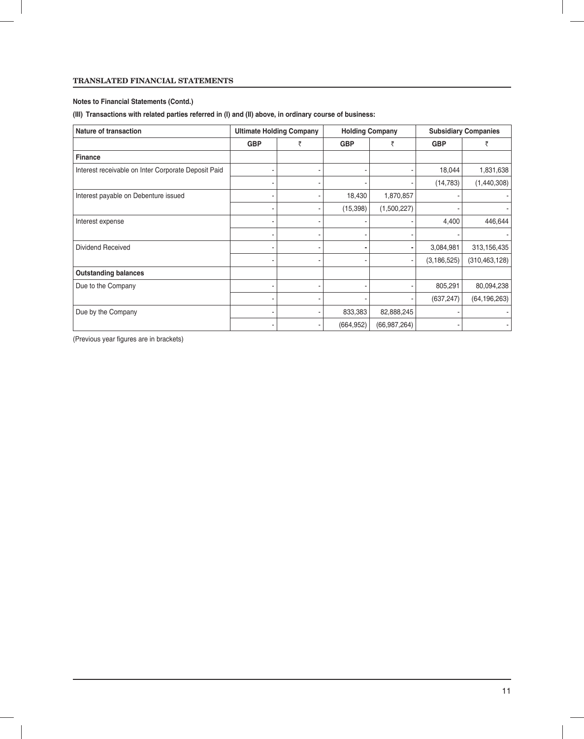**Notes to Financial Statements (Contd.)**

**(III) Transactions with related parties referred in (I) and (II) above, in ordinary course of business:**

| Nature of transaction | Ultimate Holding Company | | Holding Company | | Subsidiary Companies | |
|---|---|---|---|---|---|---|
| | GBP | ₹ | GBP | ₹ | GBP | ₹ |
| **Finance** | | | | | | |
| Interest receivable on Inter Corporate Deposit Paid | - | - | - | - | 18,044 | 1,831,638 |
| | - | - | - | - | (14,783) | (1,440,308) |
| Interest payable on Debenture issued | - | - | 18,430 | 1,870,857 | - | - |
| | - | - | (15,398) | (1,500,227) | - | - |
| Interest expense | - | - | - | - | 4,400 | 446,644 |
| | - | - | - | - | - | - |
| Dividend Received | - | - | - | - | 3,084,981 | 313,156,435 |
| | - | - | - | - | (3,186,525) | (310,463,128) |
| **Outstanding balances** | | | | | | |
| Due to the Company | - | - | - | - | 805,291 | 80,094,238 |
| | - | - | - | - | (637,247) | (64,196,263) |
| Due by the Company | - | - | 833,383 | 82,888,245 | - | - |
| | - | - | (664,952) | (66,987,264) | - | - |

(Previous year figures are in brackets)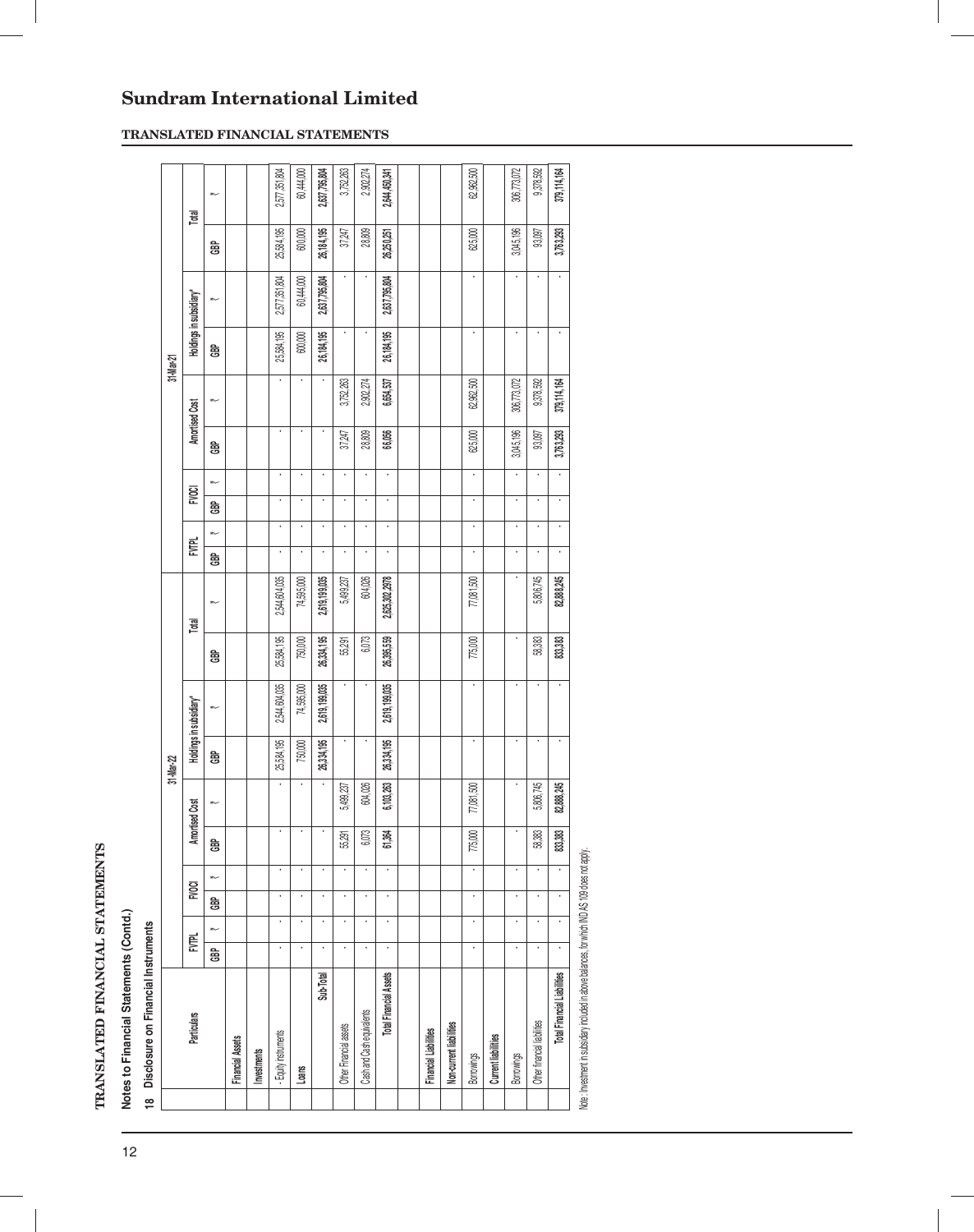# Sundram International Limited

**TRANSLATED FINANCIAL STATEMENTS**

**TRANSLATED FINANCIAL STATEMENTS**

**Notes to Financial Statements (Contd.)**

**18 Disclosure on Financial Instruments**

| Particulars | 31-Mar-22 | | | | | | | | | | 31-Mar-21 | | | | | | | | | |
|---|---|---|---|---|---|---|---|---|---|---|---|---|---|---|---|---|---|---|---|---|
| | FVTPL | | FVOCI | | Amortised Cost | | Holdings in subsidiary* | | Total | | FVTPL | | FVOCI | | Amortised Cost | | Holdings in subsidiary* | | Total | |
| | GBP | ₹ | GBP | ₹ | GBP | ₹ | GBP | ₹ | GBP | ₹ | GBP | ₹ | GBP | ₹ | GBP | ₹ | GBP | ₹ | GBP | ₹ |
| **Financial Assets** | | | | | | | | | | | | | | | | | | | | |
| **Investments** | | | | | | | | | | | | | | | | | | | | |
| - Equity instruments | - | - | - | - | - | - | 25,584,195 | 2,544,604,035 | 25,584,195 | 2,544,604,035 | - | - | - | - | - | - | 25,584,195 | 2,577,351,804 | 25,584,195 | 2,577,351,804 |
| **Loans** | - | - | - | - | - | - | 750,000 | 74,595,000 | 750,000 | 74,595,000 | - | - | - | - | - | - | 600,000 | 60,444,000 | 600,000 | 60,444,000 |
| **Sub-Total** | - | - | - | - | - | - | **26,334,195** | **2,619,199,035** | **26,334,195** | **2,619,199,035** | - | - | - | - | - | - | **26,184,195** | **2,637,795,804** | **26,184,195** | **2,637,795,804** |
| Other Financial assets | - | - | - | - | 55,291 | 5,499,237 | - | - | 55,291 | 5,499,237 | - | - | - | - | 37,247 | 3,752,263 | - | - | 37,247 | 3,752,263 |
| Cash and Cash equivalents | - | - | - | - | 6,073 | 604,026 | - | - | 6,073 | 604,026 | - | - | - | - | 28,809 | 2,902,274 | - | - | 28,809 | 2,902,274 |
| **Total Financial Assets** | - | - | - | - | **61,364** | **6,103,263** | **26,334,195** | **2,619,199,035** | **26,395,559** | **2,625,302,2978** | - | - | - | - | **66,056** | **6,654,537** | **26,184,195** | **2,637,795,804** | **26,250,251** | **2,644,450,341** |
| **Financial Liabilities** | | | | | | | | | | | | | | | | | | | | |
| **Non-current liabilities** | | | | | | | | | | | | | | | | | | | | |
| Borrowings | - | - | - | - | 775,000 | 77,081,500 | - | - | 775,000 | 77,081,500 | - | - | - | - | 625,000 | 62,962,500 | - | - | 625,000 | 62,962,500 |
| **Current liabilities** | | | | | | | | | | | | | | | | | | | | |
| Borrowings | - | - | - | - | - | - | - | - | - | - | - | - | - | - | 3,045,196 | 306,773,072 | - | - | 3,045,196 | 306,773,072 |
| Other financial liabilities | - | - | - | - | 58,383 | 5,806,745 | - | - | 58,383 | 5,806,745 | - | - | - | - | 93,097 | 9,378,592 | - | - | 93,097 | 9,378,592 |
| **Total Financial Liabilities** | - | - | - | - | **833,383** | **82,888,245** | - | - | **833,383** | **82,888,245** | - | - | - | - | **3,763,293** | **379,114,164** | - | - | **3,763,293** | **379,114,164** |

Note : Investment in subsidiary included in above balances, for which IND AS 109 does not apply.